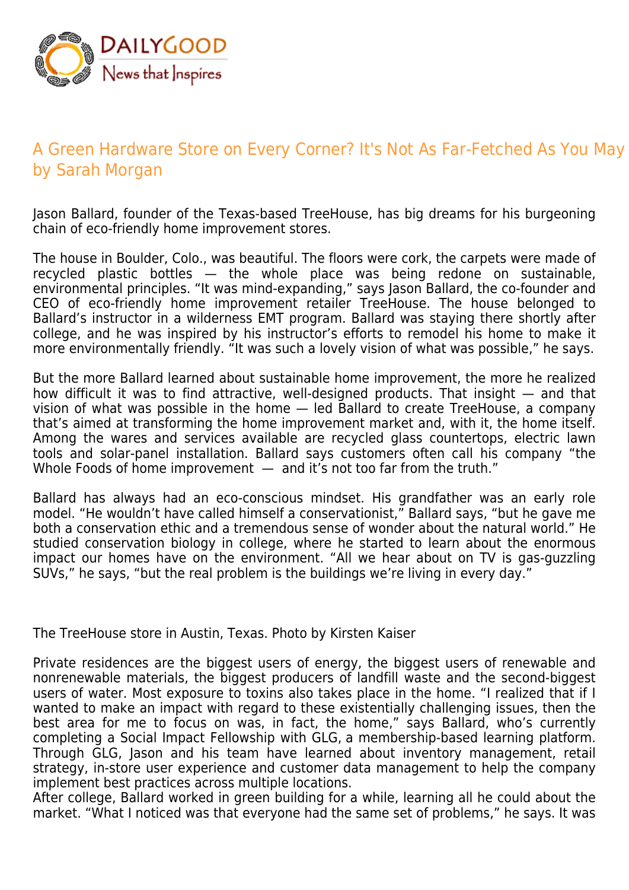# A Green Hardware Store on Every Corner? It's Not As Far-Fetched As You May

by Sarah Morgan

Jason Ballard, founder of the Texas-based TreeHouse, has big dreams for his burgeoning chain of eco-friendly home improvement stores.

The house in Boulder, Colo., was beautiful. The floors were cork, the carpets were made of recycled plastic bottles — the whole place was being redone on sustainable, environmental principles. “It was mind-expanding,” says Jason Ballard, the co-founder and CEO of eco-friendly home improvement retailer TreeHouse. The house belonged to Ballard’s instructor in a wilderness EMT program. Ballard was staying there shortly after college, and he was inspired by his instructor’s efforts to remodel his home to make it more environmentally friendly. “It was such a lovely vision of what was possible,” he says.

But the more Ballard learned about sustainable home improvement, the more he realized how difficult it was to find attractive, well-designed products. That insight — and that vision of what was possible in the home — led Ballard to create TreeHouse, a company that’s aimed at transforming the home improvement market and, with it, the home itself. Among the wares and services available are recycled glass countertops, electric lawn tools and solar-panel installation. Ballard says customers often call his company “the Whole Foods of home improvement — and it’s not too far from the truth.”

Ballard has always had an eco-conscious mindset. His grandfather was an early role model. “He wouldn’t have called himself a conservationist,” Ballard says, “but he gave me both a conservation ethic and a tremendous sense of wonder about the natural world.” He studied conservation biology in college, where he started to learn about the enormous impact our homes have on the environment. “All we hear about on TV is gas-guzzling SUVs,” he says, “but the real problem is the buildings we’re living in every day.”

The TreeHouse store in Austin, Texas. Photo by Kirsten Kaiser

Private residences are the biggest users of energy, the biggest users of renewable and nonrenewable materials, the biggest producers of landfill waste and the second-biggest users of water. Most exposure to toxins also takes place in the home. “I realized that if I wanted to make an impact with regard to these existentially challenging issues, then the best area for me to focus on was, in fact, the home,” says Ballard, who’s currently completing a Social Impact Fellowship with GLG, a membership-based learning platform. Through GLG, Jason and his team have learned about inventory management, retail strategy, in-store user experience and customer data management to help the company implement best practices across multiple locations.

After college, Ballard worked in green building for a while, learning all he could about the market. “What I noticed was that everyone had the same set of problems,” he says. It was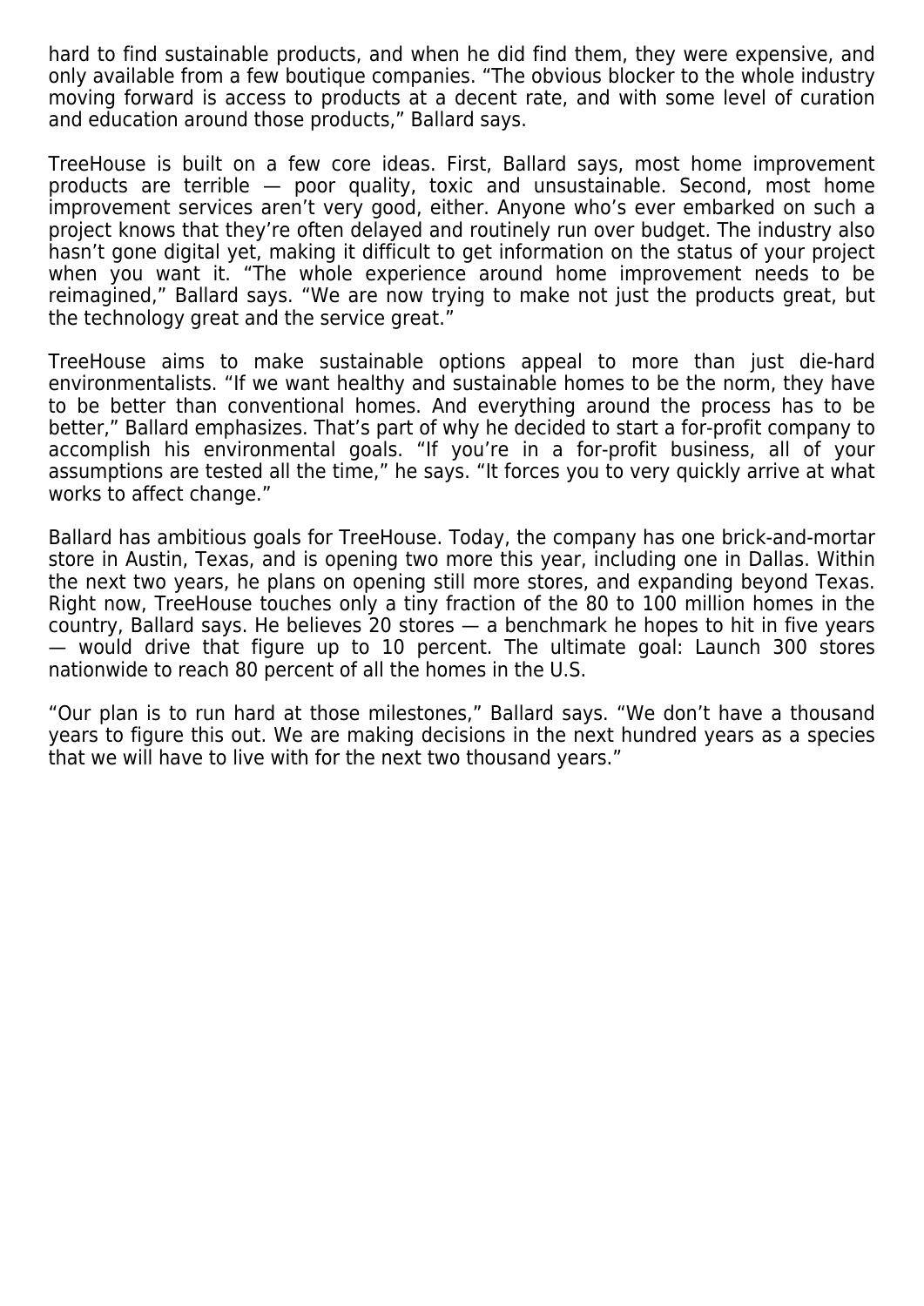hard to find sustainable products, and when he did find them, they were expensive, and only available from a few boutique companies. "The obvious blocker to the whole industry moving forward is access to products at a decent rate, and with some level of curation and education around those products," Ballard says.

TreeHouse is built on a few core ideas. First, Ballard says, most home improvement products are terrible — poor quality, toxic and unsustainable. Second, most home improvement services aren't very good, either. Anyone who's ever embarked on such a project knows that they're often delayed and routinely run over budget. The industry also hasn't gone digital yet, making it difficult to get information on the status of your project when you want it. "The whole experience around home improvement needs to be reimagined," Ballard says. "We are now trying to make not just the products great, but the technology great and the service great."

TreeHouse aims to make sustainable options appeal to more than just die-hard environmentalists. "If we want healthy and sustainable homes to be the norm, they have to be better than conventional homes. And everything around the process has to be better," Ballard emphasizes. That's part of why he decided to start a for-profit company to accomplish his environmental goals. "If you're in a for-profit business, all of your assumptions are tested all the time," he says. "It forces you to very quickly arrive at what works to affect change."

Ballard has ambitious goals for TreeHouse. Today, the company has one brick-and-mortar store in Austin, Texas, and is opening two more this year, including one in Dallas. Within the next two years, he plans on opening still more stores, and expanding beyond Texas. Right now, TreeHouse touches only a tiny fraction of the 80 to 100 million homes in the country, Ballard says. He believes 20 stores — a benchmark he hopes to hit in five years — would drive that figure up to 10 percent. The ultimate goal: Launch 300 stores nationwide to reach 80 percent of all the homes in the U.S.

"Our plan is to run hard at those milestones," Ballard says. "We don't have a thousand years to figure this out. We are making decisions in the next hundred years as a species that we will have to live with for the next two thousand years."